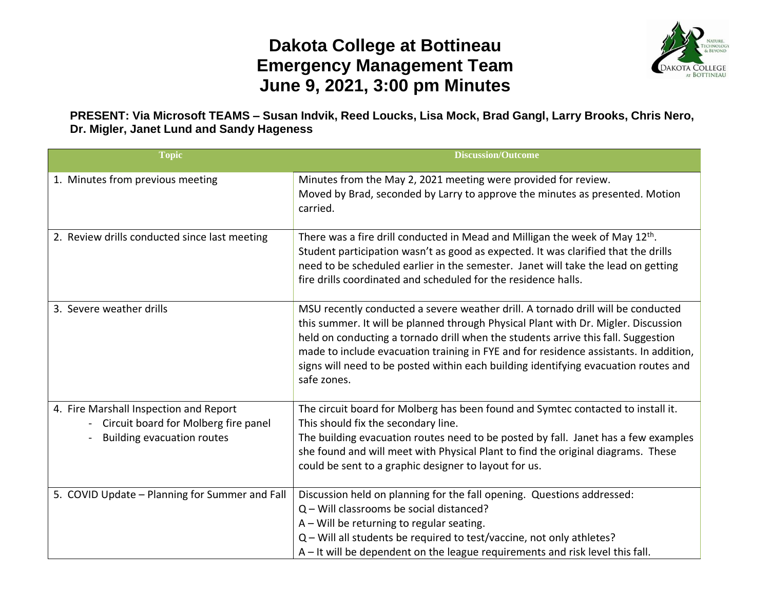# Dakota College at Bottineau
# Emergency Management Team
# June 9, 2021, 3:00 pm Minutes

**PRESENT: Via Microsoft TEAMS – Susan Indvik, Reed Loucks, Lisa Mock, Brad Gangl, Larry Brooks, Chris Nero, Dr. Migler, Janet Lund and Sandy Hageness**

| Topic | Discussion/Outcome |
|---|---|
| 1. Minutes from previous meeting | Minutes from the May 2, 2021 meeting were provided for review.<br>Moved by Brad, seconded by Larry to approve the minutes as presented. Motion carried. |
| 2. Review drills conducted since last meeting | There was a fire drill conducted in Mead and Milligan the week of May 12th. Student participation wasn't as good as expected. It was clarified that the drills need to be scheduled earlier in the semester. Janet will take the lead on getting fire drills coordinated and scheduled for the residence halls. |
| 3. Severe weather drills | MSU recently conducted a severe weather drill. A tornado drill will be conducted this summer. It will be planned through Physical Plant with Dr. Migler. Discussion held on conducting a tornado drill when the students arrive this fall. Suggestion made to include evacuation training in FYE and for residence assistants. In addition, signs will need to be posted within each building identifying evacuation routes and safe zones. |
| 4. Fire Marshall Inspection and Report<br>- Circuit board for Molberg fire panel<br>- Building evacuation routes | The circuit board for Molberg has been found and Symtec contacted to install it. This should fix the secondary line.<br>The building evacuation routes need to be posted by fall. Janet has a few examples she found and will meet with Physical Plant to find the original diagrams. These could be sent to a graphic designer to layout for us. |
| 5. COVID Update – Planning for Summer and Fall | Discussion held on planning for the fall opening. Questions addressed:<br>Q – Will classrooms be social distanced?<br>A – Will be returning to regular seating.<br>Q – Will all students be required to test/vaccine, not only athletes?<br>A – It will be dependent on the league requirements and risk level this fall. |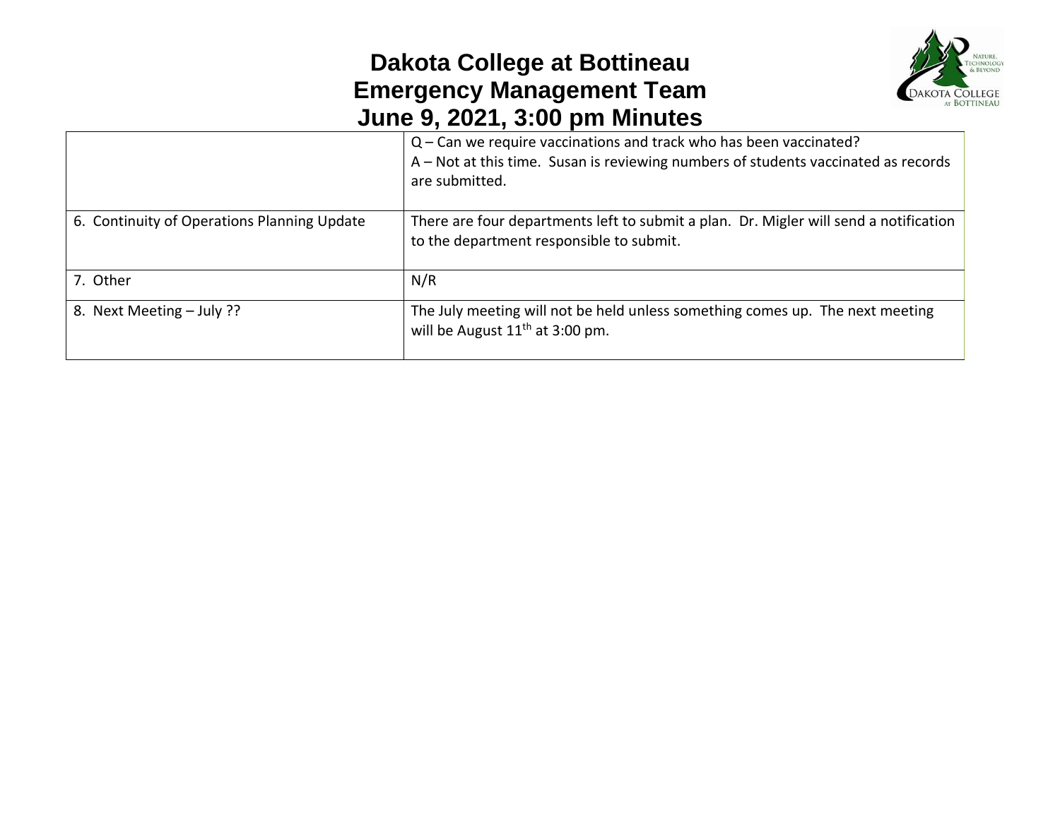# Dakota College at Bottineau
# Emergency Management Team
# June 9, 2021, 3:00 pm Minutes

| | |
|---|---|
| | Q – Can we require vaccinations and track who has been vaccinated?<br>A – Not at this time. Susan is reviewing numbers of students vaccinated as records are submitted. |
| 6. Continuity of Operations Planning Update | There are four departments left to submit a plan. Dr. Migler will send a notification to the department responsible to submit. |
| 7. Other | N/R |
| 8. Next Meeting – July ?? | The July meeting will not be held unless something comes up. The next meeting will be August 11th at 3:00 pm. |